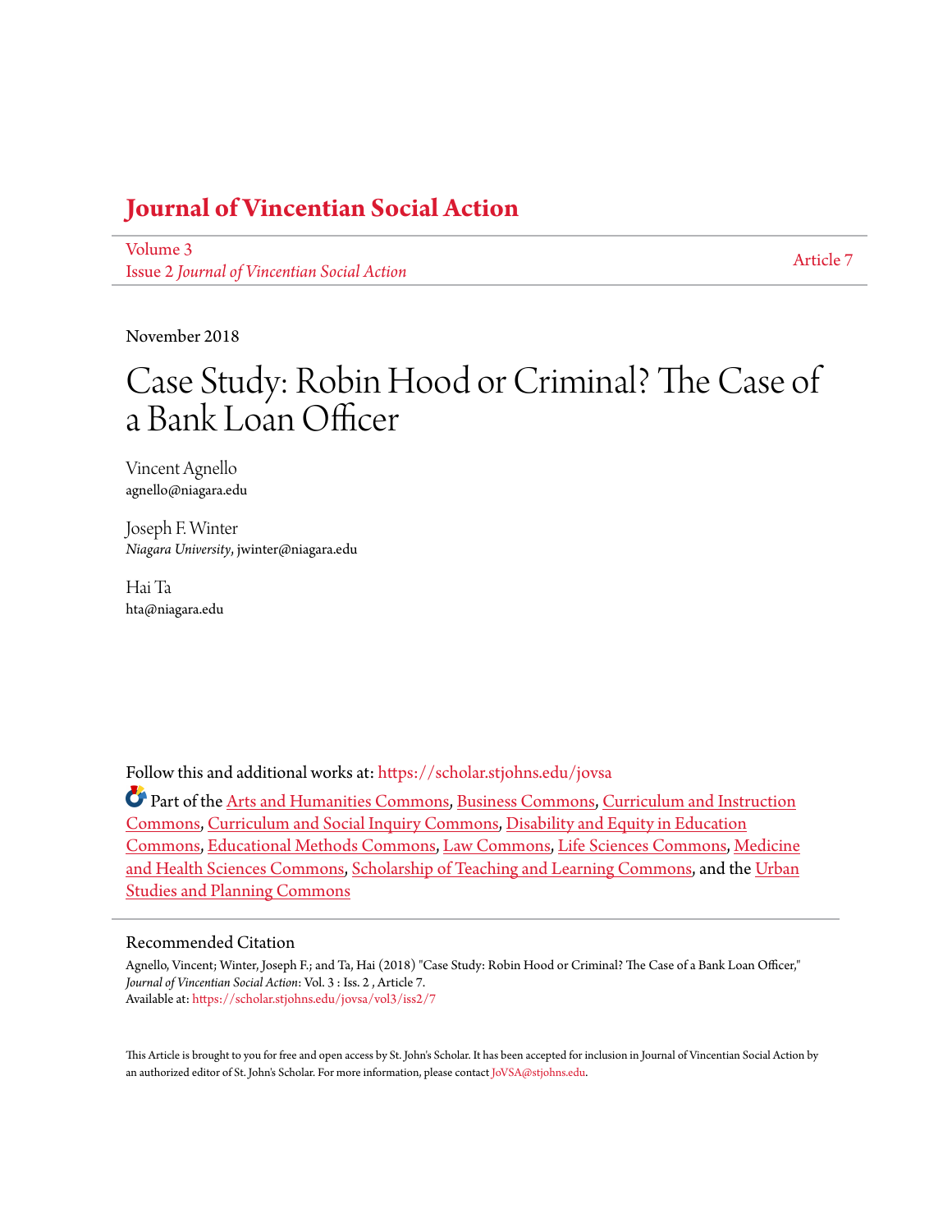# Journal of Vincentian Social Action

Volume 3
Issue 2 *Journal of Vincentian Social Action*

Article 7

November 2018

# Case Study: Robin Hood or Criminal? The Case of a Bank Loan Officer

Vincent Agnello
agnello@niagara.edu

Joseph F. Winter
*Niagara University*, jwinter@niagara.edu

Hai Ta
hta@niagara.edu

Follow this and additional works at: https://scholar.stjohns.edu/jovsa

Part of the Arts and Humanities Commons, Business Commons, Curriculum and Instruction Commons, Curriculum and Social Inquiry Commons, Disability and Equity in Education Commons, Educational Methods Commons, Law Commons, Life Sciences Commons, Medicine and Health Sciences Commons, Scholarship of Teaching and Learning Commons, and the Urban Studies and Planning Commons

## Recommended Citation

Agnello, Vincent; Winter, Joseph F.; and Ta, Hai (2018) "Case Study: Robin Hood or Criminal? The Case of a Bank Loan Officer," *Journal of Vincentian Social Action*: Vol. 3 : Iss. 2 , Article 7.
Available at: https://scholar.stjohns.edu/jovsa/vol3/iss2/7

This Article is brought to you for free and open access by St. John's Scholar. It has been accepted for inclusion in Journal of Vincentian Social Action by an authorized editor of St. John's Scholar. For more information, please contact JoVSA@stjohns.edu.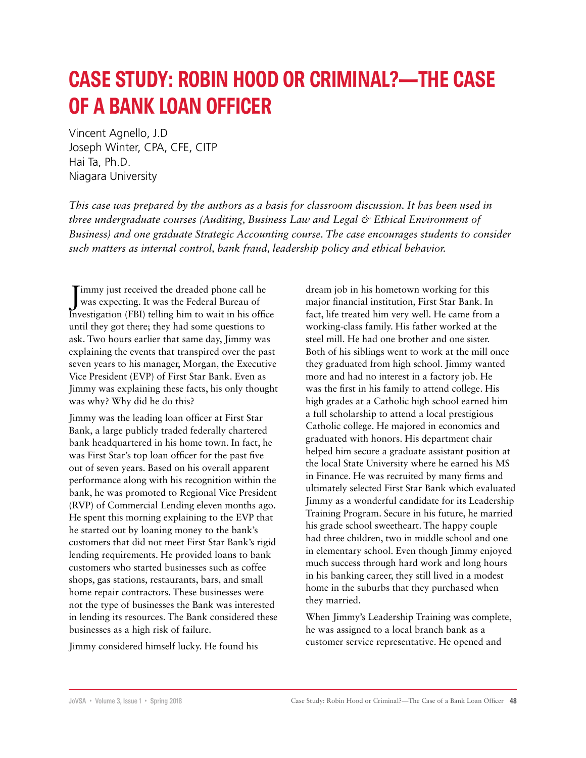# CASE STUDY: ROBIN HOOD OR CRIMINAL?—THE CASE OF A BANK LOAN OFFICER

Vincent Agnello, J.D  
Joseph Winter, CPA, CFE, CITP  
Hai Ta, Ph.D.  
Niagara University

*This case was prepared by the authors as a basis for classroom discussion. It has been used in three undergraduate courses (Auditing, Business Law and Legal & Ethical Environment of Business) and one graduate Strategic Accounting course. The case encourages students to consider such matters as internal control, bank fraud, leadership policy and ethical behavior.*

Jimmy just received the dreaded phone call he was expecting. It was the Federal Bureau of Investigation (FBI) telling him to wait in his office until they got there; they had some questions to ask. Two hours earlier that same day, Jimmy was explaining the events that transpired over the past seven years to his manager, Morgan, the Executive Vice President (EVP) of First Star Bank. Even as Jimmy was explaining these facts, his only thought was why? Why did he do this?

Jimmy was the leading loan officer at First Star Bank, a large publicly traded federally chartered bank headquartered in his home town. In fact, he was First Star's top loan officer for the past five out of seven years. Based on his overall apparent performance along with his recognition within the bank, he was promoted to Regional Vice President (RVP) of Commercial Lending eleven months ago. He spent this morning explaining to the EVP that he started out by loaning money to the bank's customers that did not meet First Star Bank's rigid lending requirements. He provided loans to bank customers who started businesses such as coffee shops, gas stations, restaurants, bars, and small home repair contractors. These businesses were not the type of businesses the Bank was interested in lending its resources. The Bank considered these businesses as a high risk of failure.

Jimmy considered himself lucky. He found his dream job in his hometown working for this major financial institution, First Star Bank. In fact, life treated him very well. He came from a working-class family. His father worked at the steel mill. He had one brother and one sister. Both of his siblings went to work at the mill once they graduated from high school. Jimmy wanted more and had no interest in a factory job. He was the first in his family to attend college. His high grades at a Catholic high school earned him a full scholarship to attend a local prestigious Catholic college. He majored in economics and graduated with honors. His department chair helped him secure a graduate assistant position at the local State University where he earned his MS in Finance. He was recruited by many firms and ultimately selected First Star Bank which evaluated Jimmy as a wonderful candidate for its Leadership Training Program. Secure in his future, he married his grade school sweetheart. The happy couple had three children, two in middle school and one in elementary school. Even though Jimmy enjoyed much success through hard work and long hours in his banking career, they still lived in a modest home in the suburbs that they purchased when they married.

When Jimmy's Leadership Training was complete, he was assigned to a local branch bank as a customer service representative. He opened and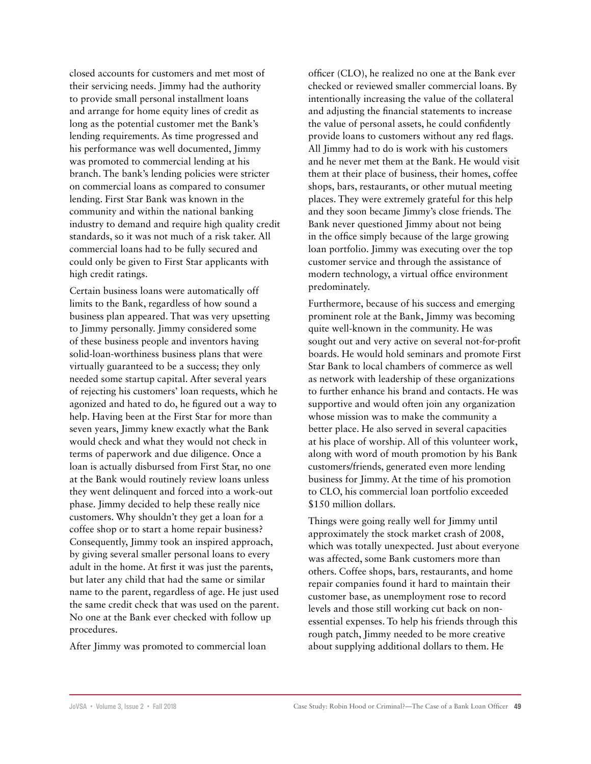closed accounts for customers and met most of their servicing needs. Jimmy had the authority to provide small personal installment loans and arrange for home equity lines of credit as long as the potential customer met the Bank's lending requirements. As time progressed and his performance was well documented, Jimmy was promoted to commercial lending at his branch. The bank's lending policies were stricter on commercial loans as compared to consumer lending. First Star Bank was known in the community and within the national banking industry to demand and require high quality credit standards, so it was not much of a risk taker. All commercial loans had to be fully secured and could only be given to First Star applicants with high credit ratings.

Certain business loans were automatically off limits to the Bank, regardless of how sound a business plan appeared. That was very upsetting to Jimmy personally. Jimmy considered some of these business people and inventors having solid-loan-worthiness business plans that were virtually guaranteed to be a success; they only needed some startup capital. After several years of rejecting his customers' loan requests, which he agonized and hated to do, he figured out a way to help. Having been at the First Star for more than seven years, Jimmy knew exactly what the Bank would check and what they would not check in terms of paperwork and due diligence. Once a loan is actually disbursed from First Star, no one at the Bank would routinely review loans unless they went delinquent and forced into a work-out phase. Jimmy decided to help these really nice customers. Why shouldn't they get a loan for a coffee shop or to start a home repair business? Consequently, Jimmy took an inspired approach, by giving several smaller personal loans to every adult in the home. At first it was just the parents, but later any child that had the same or similar name to the parent, regardless of age. He just used the same credit check that was used on the parent. No one at the Bank ever checked with follow up procedures.

After Jimmy was promoted to commercial loan officer (CLO), he realized no one at the Bank ever checked or reviewed smaller commercial loans. By intentionally increasing the value of the collateral and adjusting the financial statements to increase the value of personal assets, he could confidently provide loans to customers without any red flags. All Jimmy had to do is work with his customers and he never met them at the Bank. He would visit them at their place of business, their homes, coffee shops, bars, restaurants, or other mutual meeting places. They were extremely grateful for this help and they soon became Jimmy's close friends. The Bank never questioned Jimmy about not being in the office simply because of the large growing loan portfolio. Jimmy was executing over the top customer service and through the assistance of modern technology, a virtual office environment predominately.

Furthermore, because of his success and emerging prominent role at the Bank, Jimmy was becoming quite well-known in the community. He was sought out and very active on several not-for-profit boards. He would hold seminars and promote First Star Bank to local chambers of commerce as well as network with leadership of these organizations to further enhance his brand and contacts. He was supportive and would often join any organization whose mission was to make the community a better place. He also served in several capacities at his place of worship. All of this volunteer work, along with word of mouth promotion by his Bank customers/friends, generated even more lending business for Jimmy. At the time of his promotion to CLO, his commercial loan portfolio exceeded $150 million dollars.

Things were going really well for Jimmy until approximately the stock market crash of 2008, which was totally unexpected. Just about everyone was affected, some Bank customers more than others. Coffee shops, bars, restaurants, and home repair companies found it hard to maintain their customer base, as unemployment rose to record levels and those still working cut back on non-essential expenses. To help his friends through this rough patch, Jimmy needed to be more creative about supplying additional dollars to them. He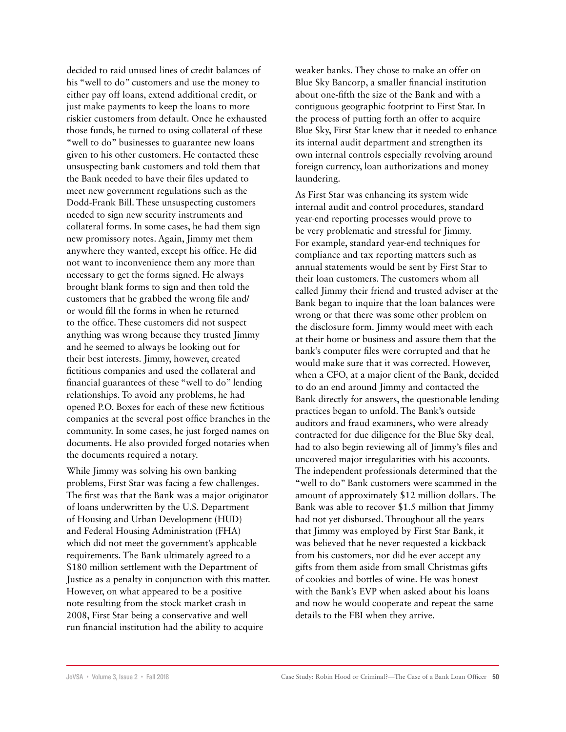decided to raid unused lines of credit balances of his "well to do" customers and use the money to either pay off loans, extend additional credit, or just make payments to keep the loans to more riskier customers from default. Once he exhausted those funds, he turned to using collateral of these "well to do" businesses to guarantee new loans given to his other customers. He contacted these unsuspecting bank customers and told them that the Bank needed to have their files updated to meet new government regulations such as the Dodd-Frank Bill. These unsuspecting customers needed to sign new security instruments and collateral forms. In some cases, he had them sign new promissory notes. Again, Jimmy met them anywhere they wanted, except his office. He did not want to inconvenience them any more than necessary to get the forms signed. He always brought blank forms to sign and then told the customers that he grabbed the wrong file and/or would fill the forms in when he returned to the office. These customers did not suspect anything was wrong because they trusted Jimmy and he seemed to always be looking out for their best interests. Jimmy, however, created fictitious companies and used the collateral and financial guarantees of these "well to do" lending relationships. To avoid any problems, he had opened P.O. Boxes for each of these new fictitious companies at the several post office branches in the community. In some cases, he just forged names on documents. He also provided forged notaries when the documents required a notary.

While Jimmy was solving his own banking problems, First Star was facing a few challenges. The first was that the Bank was a major originator of loans underwritten by the U.S. Department of Housing and Urban Development (HUD) and Federal Housing Administration (FHA) which did not meet the government's applicable requirements. The Bank ultimately agreed to a $180 million settlement with the Department of Justice as a penalty in conjunction with this matter. However, on what appeared to be a positive note resulting from the stock market crash in 2008, First Star being a conservative and well run financial institution had the ability to acquire weaker banks. They chose to make an offer on Blue Sky Bancorp, a smaller financial institution about one-fifth the size of the Bank and with a contiguous geographic footprint to First Star. In the process of putting forth an offer to acquire Blue Sky, First Star knew that it needed to enhance its internal audit department and strengthen its own internal controls especially revolving around foreign currency, loan authorizations and money laundering.

As First Star was enhancing its system wide internal audit and control procedures, standard year-end reporting processes would prove to be very problematic and stressful for Jimmy. For example, standard year-end techniques for compliance and tax reporting matters such as annual statements would be sent by First Star to their loan customers. The customers whom all called Jimmy their friend and trusted adviser at the Bank began to inquire that the loan balances were wrong or that there was some other problem on the disclosure form. Jimmy would meet with each at their home or business and assure them that the bank's computer files were corrupted and that he would make sure that it was corrected. However, when a CFO, at a major client of the Bank, decided to do an end around Jimmy and contacted the Bank directly for answers, the questionable lending practices began to unfold. The Bank's outside auditors and fraud examiners, who were already contracted for due diligence for the Blue Sky deal, had to also begin reviewing all of Jimmy's files and uncovered major irregularities with his accounts. The independent professionals determined that the "well to do" Bank customers were scammed in the amount of approximately $12 million dollars. The Bank was able to recover $1.5 million that Jimmy had not yet disbursed. Throughout all the years that Jimmy was employed by First Star Bank, it was believed that he never requested a kickback from his customers, nor did he ever accept any gifts from them aside from small Christmas gifts of cookies and bottles of wine. He was honest with the Bank's EVP when asked about his loans and now he would cooperate and repeat the same details to the FBI when they arrive.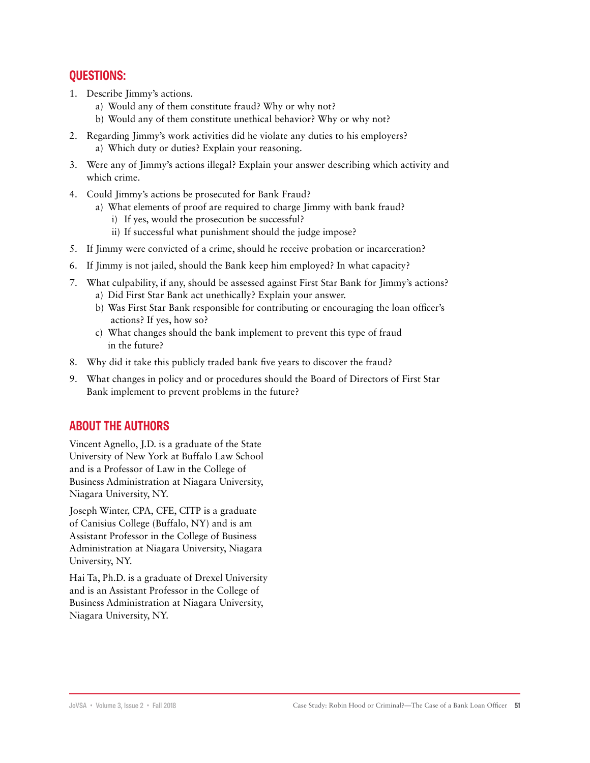## QUESTIONS:

1. Describe Jimmy's actions.
   a) Would any of them constitute fraud? Why or why not?
   b) Would any of them constitute unethical behavior? Why or why not?
2. Regarding Jimmy's work activities did he violate any duties to his employers?
   a) Which duty or duties? Explain your reasoning.
3. Were any of Jimmy's actions illegal? Explain your answer describing which activity and which crime.
4. Could Jimmy's actions be prosecuted for Bank Fraud?
   a) What elements of proof are required to charge Jimmy with bank fraud?
      i) If yes, would the prosecution be successful?
      ii) If successful what punishment should the judge impose?
5. If Jimmy were convicted of a crime, should he receive probation or incarceration?
6. If Jimmy is not jailed, should the Bank keep him employed? In what capacity?
7. What culpability, if any, should be assessed against First Star Bank for Jimmy's actions?
   a) Did First Star Bank act unethically? Explain your answer.
   b) Was First Star Bank responsible for contributing or encouraging the loan officer's actions? If yes, how so?
   c) What changes should the bank implement to prevent this type of fraud in the future?
8. Why did it take this publicly traded bank five years to discover the fraud?
9. What changes in policy and or procedures should the Board of Directors of First Star Bank implement to prevent problems in the future?

## ABOUT THE AUTHORS

Vincent Agnello, J.D. is a graduate of the State University of New York at Buffalo Law School and is a Professor of Law in the College of Business Administration at Niagara University, Niagara University, NY.

Joseph Winter, CPA, CFE, CITP is a graduate of Canisius College (Buffalo, NY) and is am Assistant Professor in the College of Business Administration at Niagara University, Niagara University, NY.

Hai Ta, Ph.D. is a graduate of Drexel University and is an Assistant Professor in the College of Business Administration at Niagara University, Niagara University, NY.